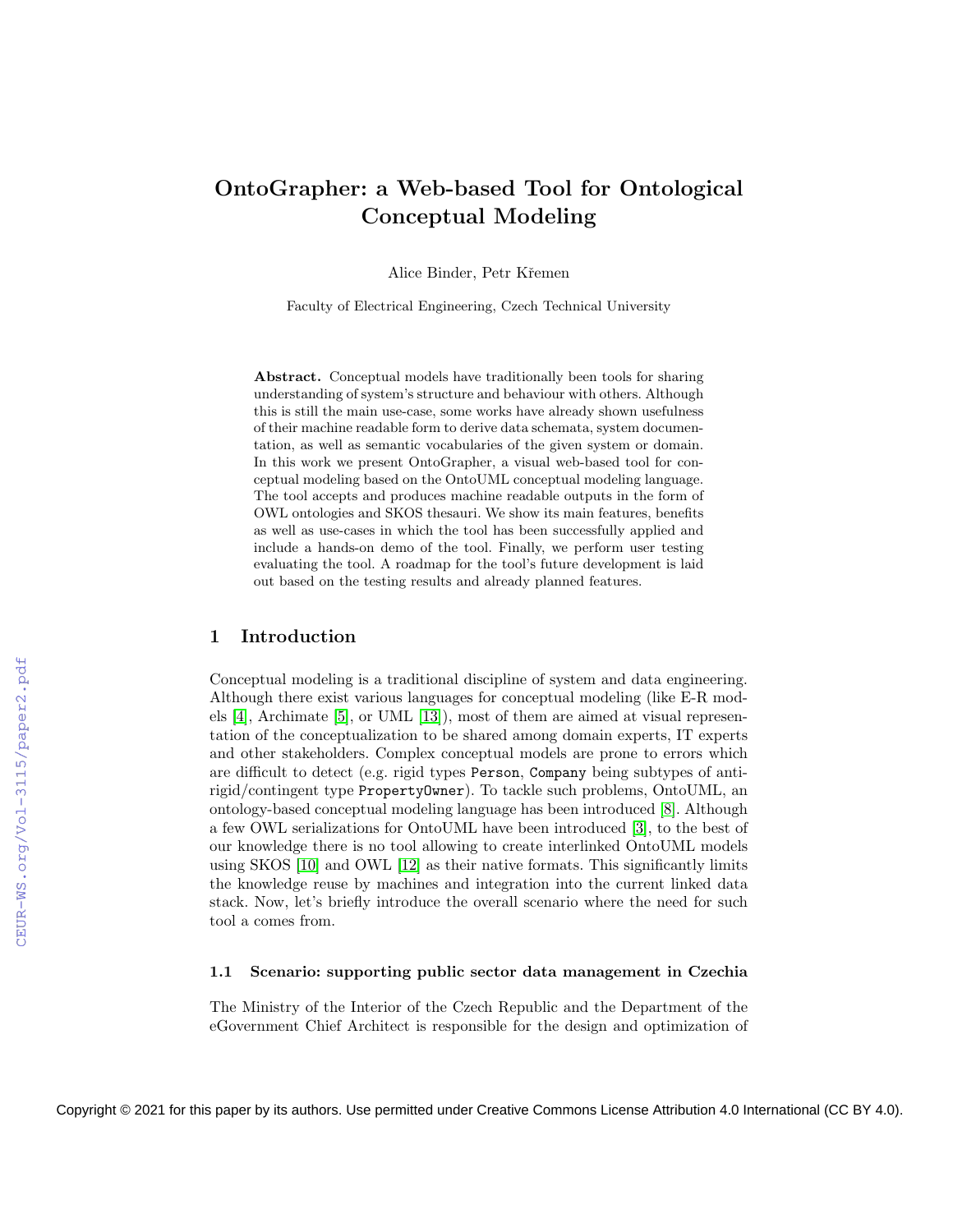# OntoGrapher: a Web-based Tool for Ontological Conceptual Modeling

Alice Binder, Petr Křemen

Faculty of Electrical Engineering, Czech Technical University

**Abstract.** Conceptual models have traditionally been tools for sharing understanding of system's structure and behaviour with others. Although this is still the main use-case, some works have already shown usefulness of their machine readable form to derive data schemata, system documentation, as well as semantic vocabularies of the given system or domain. In this work we present OntoGrapher, a visual web-based tool for conceptual modeling based on the OntoUML conceptual modeling language. The tool accepts and produces machine readable outputs in the form of OWL ontologies and SKOS thesauri. We show its main features, benefits as well as use-cases in which the tool has been successfully applied and include a hands-on demo of the tool. Finally, we perform user testing evaluating the tool. A roadmap for the tool's future development is laid out based on the testing results and already planned features.

## 1 Introduction

Conceptual modeling is a traditional discipline of system and data engineering. Although there exist various languages for conceptual modeling (like E-R models [4], Archimate [5], or UML [13]), most of them are aimed at visual representation of the conceptualization to be shared among domain experts, IT experts and other stakeholders. Complex conceptual models are prone to errors which are difficult to detect (e.g. rigid types `Person`, `Company` being subtypes of anti-rigid/contingent type `PropertyOwner`). To tackle such problems, OntoUML, an ontology-based conceptual modeling language has been introduced [8]. Although a few OWL serializations for OntoUML have been introduced [3], to the best of our knowledge there is no tool allowing to create interlinked OntoUML models using SKOS [10] and OWL [12] as their native formats. This significantly limits the knowledge reuse by machines and integration into the current linked data stack. Now, let's briefly introduce the overall scenario where the need for such tool a comes from.

### 1.1 Scenario: supporting public sector data management in Czechia

The Ministry of the Interior of the Czech Republic and the Department of the eGovernment Chief Architect is responsible for the design and optimization of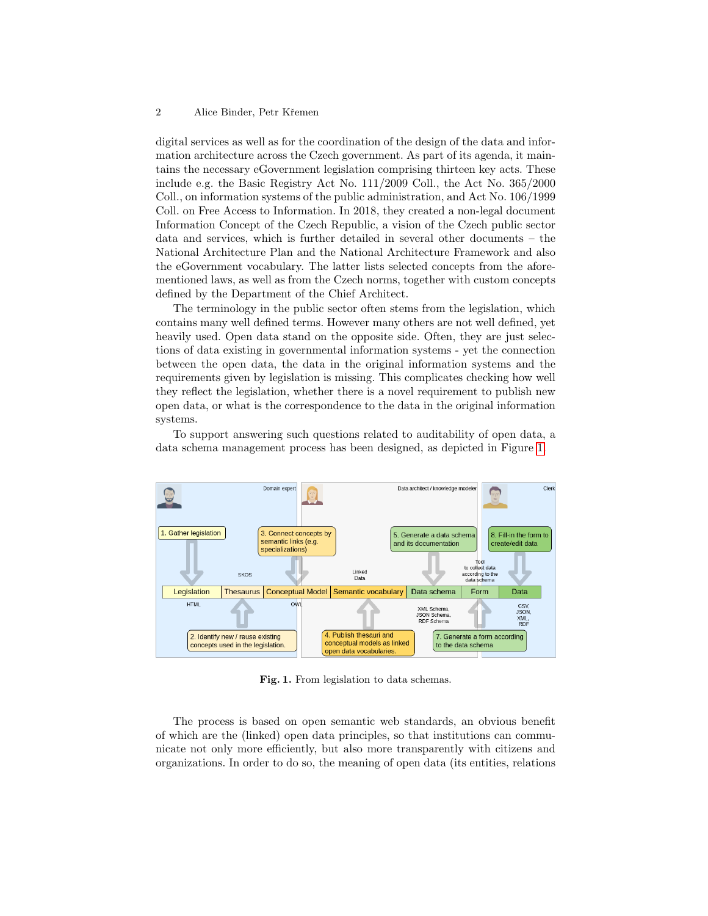digital services as well as for the coordination of the design of the data and information architecture across the Czech government. As part of its agenda, it maintains the necessary eGovernment legislation comprising thirteen key acts. These include e.g. the Basic Registry Act No. 111/2009 Coll., the Act No. 365/2000 Coll., on information systems of the public administration, and Act No. 106/1999 Coll. on Free Access to Information. In 2018, they created a non-legal document Information Concept of the Czech Republic, a vision of the Czech public sector data and services, which is further detailed in several other documents – the National Architecture Plan and the National Architecture Framework and also the eGovernment vocabulary. The latter lists selected concepts from the aforementioned laws, as well as from the Czech norms, together with custom concepts defined by the Department of the Chief Architect.

The terminology in the public sector often stems from the legislation, which contains many well defined terms. However many others are not well defined, yet heavily used. Open data stand on the opposite side. Often, they are just selections of data existing in governmental information systems - yet the connection between the open data, the data in the original information systems and the requirements given by legislation is missing. This complicates checking how well they reflect the legislation, whether there is a novel requirement to publish new open data, or what is the correspondence to the data in the original information systems.

To support answering such questions related to auditability of open data, a data schema management process has been designed, as depicted in Figure 1.

**Fig. 1.** From legislation to data schemas.

The process is based on open semantic web standards, an obvious benefit of which are the (linked) open data principles, so that institutions can communicate not only more efficiently, but also more transparently with citizens and organizations. In order to do so, the meaning of open data (its entities, relations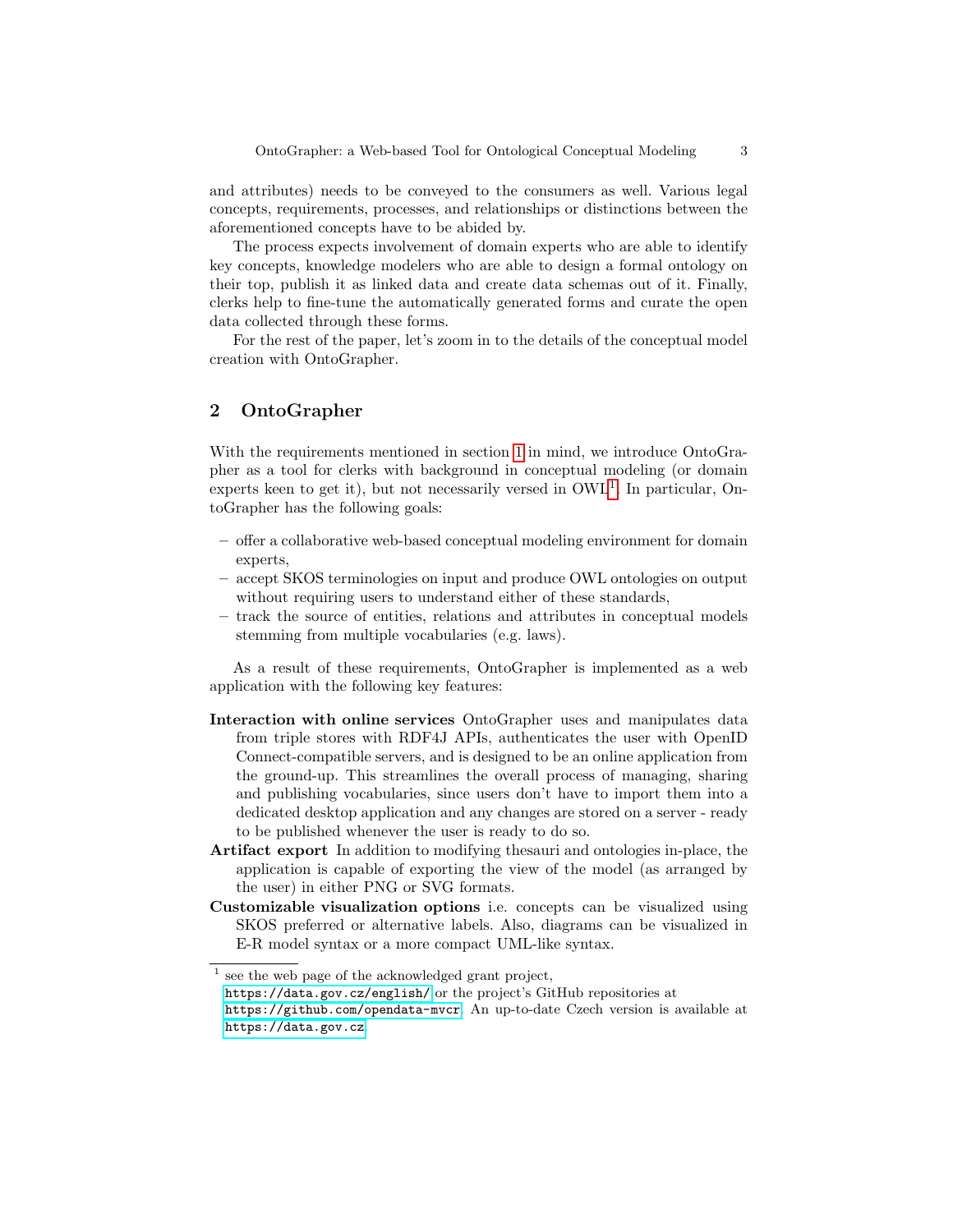and attributes) needs to be conveyed to the consumers as well. Various legal concepts, requirements, processes, and relationships or distinctions between the aforementioned concepts have to be abided by.

The process expects involvement of domain experts who are able to identify key concepts, knowledge modelers who are able to design a formal ontology on their top, publish it as linked data and create data schemas out of it. Finally, clerks help to fine-tune the automatically generated forms and curate the open data collected through these forms.

For the rest of the paper, let's zoom in to the details of the conceptual model creation with OntoGrapher.

## 2 OntoGrapher

With the requirements mentioned in section 1 in mind, we introduce OntoGrapher as a tool for clerks with background in conceptual modeling (or domain experts keen to get it), but not necessarily versed in OWL[1]. In particular, OntoGrapher has the following goals:

- offer a collaborative web-based conceptual modeling environment for domain experts,
- accept SKOS terminologies on input and produce OWL ontologies on output without requiring users to understand either of these standards,
- track the source of entities, relations and attributes in conceptual models stemming from multiple vocabularies (e.g. laws).

As a result of these requirements, OntoGrapher is implemented as a web application with the following key features:

**Interaction with online services** OntoGrapher uses and manipulates data from triple stores with RDF4J APIs, authenticates the user with OpenID Connect-compatible servers, and is designed to be an online application from the ground-up. This streamlines the overall process of managing, sharing and publishing vocabularies, since users don't have to import them into a dedicated desktop application and any changes are stored on a server - ready to be published whenever the user is ready to do so.

**Artifact export** In addition to modifying thesauri and ontologies in-place, the application is capable of exporting the view of the model (as arranged by the user) in either PNG or SVG formats.

**Customizable visualization options** i.e. concepts can be visualized using SKOS preferred or alternative labels. Also, diagrams can be visualized in E-R model syntax or a more compact UML-like syntax.

---

[1] see the web page of the acknowledged grant project, `https://data.gov.cz/english/` or the project's GitHub repositories at `https://github.com/opendata-mvcr`. An up-to-date Czech version is available at `https://data.gov.cz`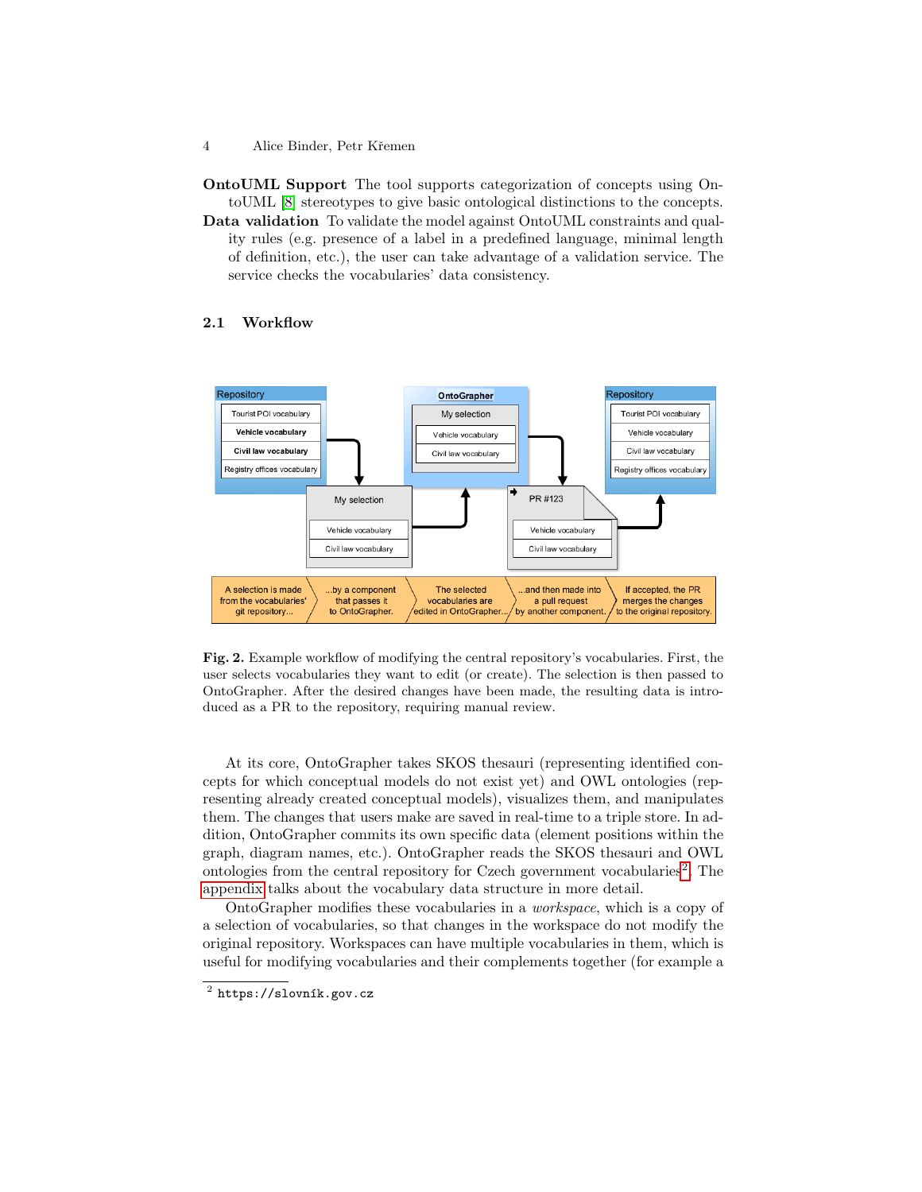**OntoUML Support** The tool supports categorization of concepts using OntoUML [8] stereotypes to give basic ontological distinctions to the concepts.

**Data validation** To validate the model against OntoUML constraints and quality rules (e.g. presence of a label in a predefined language, minimal length of definition, etc.), the user can take advantage of a validation service. The service checks the vocabularies' data consistency.

### 2.1 Workflow

**Fig. 2.** Example workflow of modifying the central repository's vocabularies. First, the user selects vocabularies they want to edit (or create). The selection is then passed to OntoGrapher. After the desired changes have been made, the resulting data is introduced as a PR to the repository, requiring manual review.

At its core, OntoGrapher takes SKOS thesauri (representing identified concepts for which conceptual models do not exist yet) and OWL ontologies (representing already created conceptual models), visualizes them, and manipulates them. The changes that users make are saved in real-time to a triple store. In addition, OntoGrapher commits its own specific data (element positions within the graph, diagram names, etc.). OntoGrapher reads the SKOS thesauri and OWL ontologies from the central repository for Czech government vocabularies[2]. The appendix talks about the vocabulary data structure in more detail.

OntoGrapher modifies these vocabularies in a *workspace*, which is a copy of a selection of vocabularies, so that changes in the workspace do not modify the original repository. Workspaces can have multiple vocabularies in them, which is useful for modifying vocabularies and their complements together (for example a

---

[2] `https://slovník.gov.cz`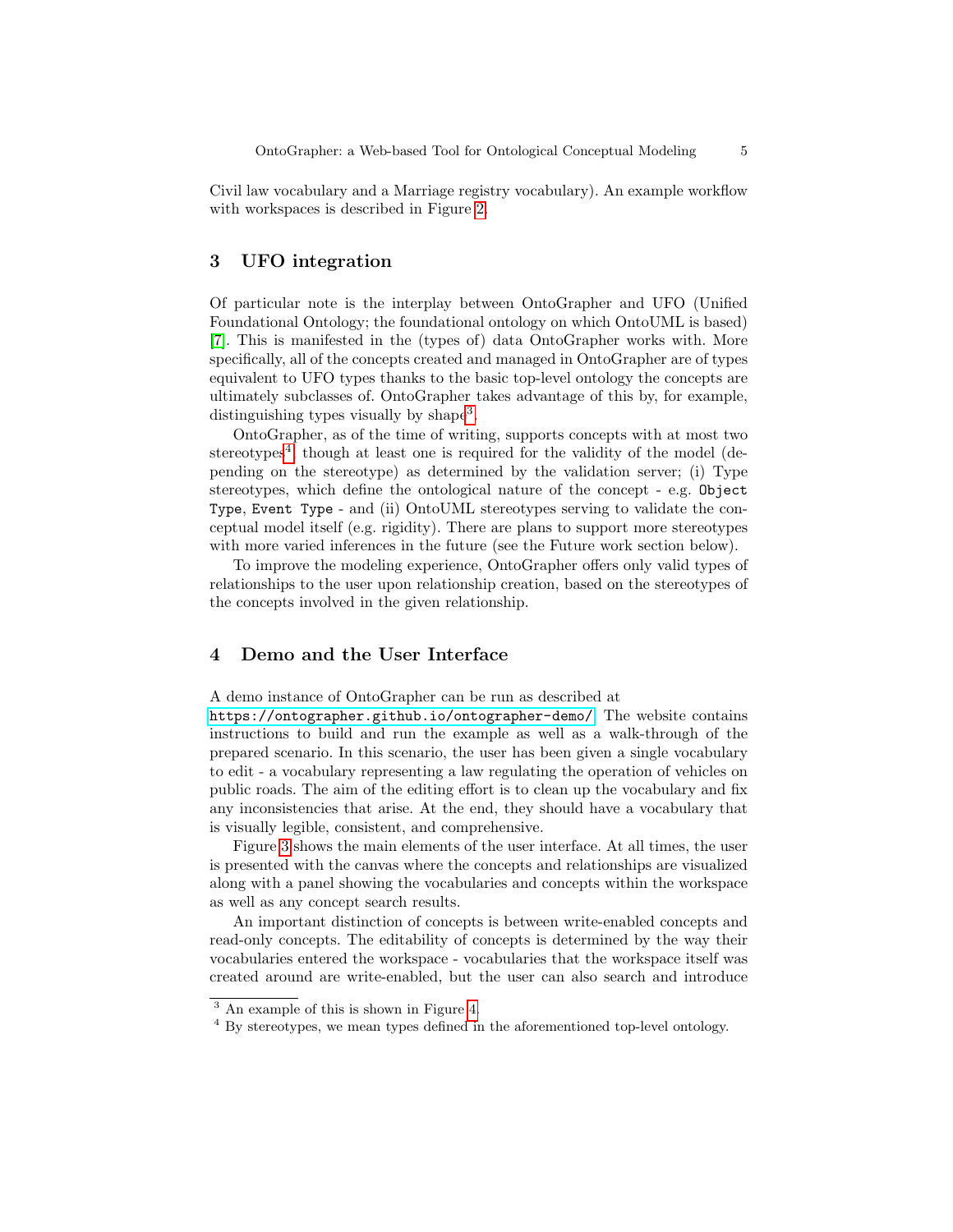Civil law vocabulary and a Marriage registry vocabulary). An example workflow with workspaces is described in Figure 2.

## 3 UFO integration

Of particular note is the interplay between OntoGrapher and UFO (Unified Foundational Ontology; the foundational ontology on which OntoUML is based) [7]. This is manifested in the (types of) data OntoGrapher works with. More specifically, all of the concepts created and managed in OntoGrapher are of types equivalent to UFO types thanks to the basic top-level ontology the concepts are ultimately subclasses of. OntoGrapher takes advantage of this by, for example, distinguishing types visually by shape[3].

OntoGrapher, as of the time of writing, supports concepts with at most two stereotypes[4], though at least one is required for the validity of the model (depending on the stereotype) as determined by the validation server; (i) Type stereotypes, which define the ontological nature of the concept - e.g. `Object Type`, `Event Type` - and (ii) OntoUML stereotypes serving to validate the conceptual model itself (e.g. rigidity). There are plans to support more stereotypes with more varied inferences in the future (see the Future work section below).

To improve the modeling experience, OntoGrapher offers only valid types of relationships to the user upon relationship creation, based on the stereotypes of the concepts involved in the given relationship.

## 4 Demo and the User Interface

A demo instance of OntoGrapher can be run as described at `https://ontographer.github.io/ontographer-demo/`. The website contains instructions to build and run the example as well as a walk-through of the prepared scenario. In this scenario, the user has been given a single vocabulary to edit - a vocabulary representing a law regulating the operation of vehicles on public roads. The aim of the editing effort is to clean up the vocabulary and fix any inconsistencies that arise. At the end, they should have a vocabulary that is visually legible, consistent, and comprehensive.

Figure 3 shows the main elements of the user interface. At all times, the user is presented with the canvas where the concepts and relationships are visualized along with a panel showing the vocabularies and concepts within the workspace as well as any concept search results.

An important distinction of concepts is between write-enabled concepts and read-only concepts. The editability of concepts is determined by the way their vocabularies entered the workspace - vocabularies that the workspace itself was created around are write-enabled, but the user can also search and introduce

---

[3] An example of this is shown in Figure 4.

[4] By stereotypes, we mean types defined in the aforementioned top-level ontology.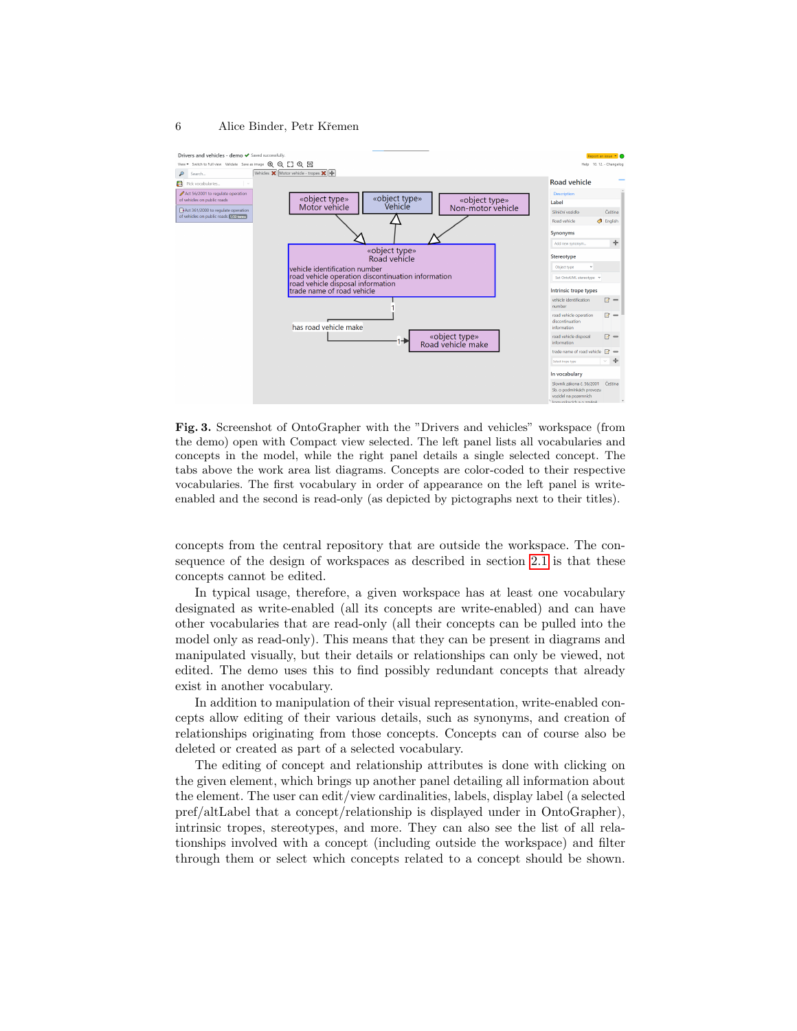**Fig. 3.** Screenshot of OntoGrapher with the "Drivers and vehicles" workspace (from the demo) open with Compact view selected. The left panel lists all vocabularies and concepts in the model, while the right panel details a single selected concept. The tabs above the work area list diagrams. Concepts are color-coded to their respective vocabularies. The first vocabulary in order of appearance on the left panel is write-enabled and the second is read-only (as depicted by pictographs next to their titles).

concepts from the central repository that are outside the workspace. The consequence of the design of workspaces as described in section 2.1 is that these concepts cannot be edited.

In typical usage, therefore, a given workspace has at least one vocabulary designated as write-enabled (all its concepts are write-enabled) and can have other vocabularies that are read-only (all their concepts can be pulled into the model only as read-only). This means that they can be present in diagrams and manipulated visually, but their details or relationships can only be viewed, not edited. The demo uses this to find possibly redundant concepts that already exist in another vocabulary.

In addition to manipulation of their visual representation, write-enabled concepts allow editing of their various details, such as synonyms, and creation of relationships originating from those concepts. Concepts can of course also be deleted or created as part of a selected vocabulary.

The editing of concept and relationship attributes is done with clicking on the given element, which brings up another panel detailing all information about the element. The user can edit/view cardinalities, labels, display label (a selected pref/altLabel that a concept/relationship is displayed under in OntoGrapher), intrinsic tropes, stereotypes, and more. They can also see the list of all relationships involved with a concept (including outside the workspace) and filter through them or select which concepts related to a concept should be shown.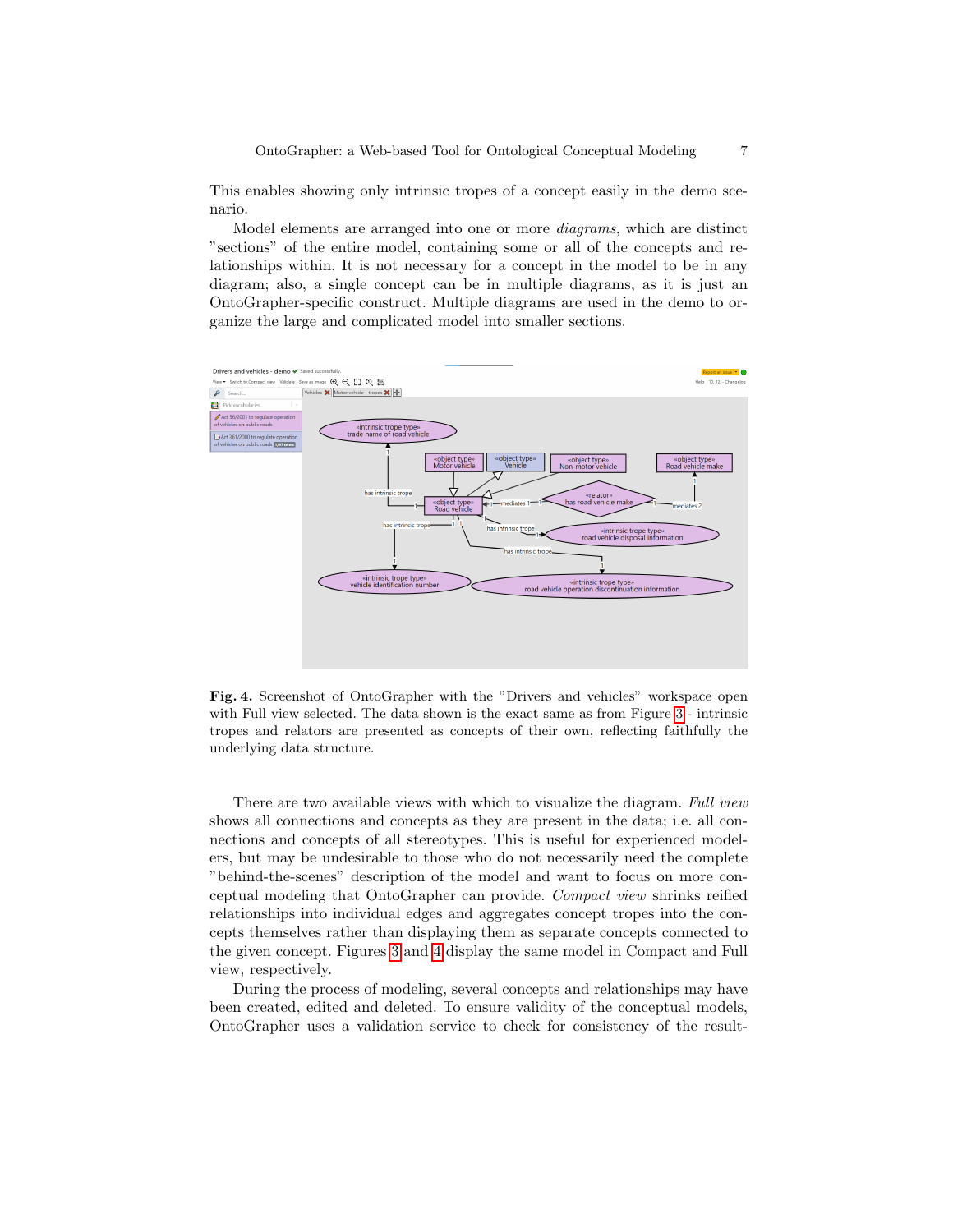This enables showing only intrinsic tropes of a concept easily in the demo scenario.

Model elements are arranged into one or more *diagrams*, which are distinct "sections" of the entire model, containing some or all of the concepts and relationships within. It is not necessary for a concept in the model to be in any diagram; also, a single concept can be in multiple diagrams, as it is just an OntoGrapher-specific construct. Multiple diagrams are used in the demo to organize the large and complicated model into smaller sections.

**Fig. 4.** Screenshot of OntoGrapher with the "Drivers and vehicles" workspace open with Full view selected. The data shown is the exact same as from Figure 3 - intrinsic tropes and relators are presented as concepts of their own, reflecting faithfully the underlying data structure.

There are two available views with which to visualize the diagram. *Full view* shows all connections and concepts as they are present in the data; i.e. all connections and concepts of all stereotypes. This is useful for experienced modelers, but may be undesirable to those who do not necessarily need the complete "behind-the-scenes" description of the model and want to focus on more conceptual modeling that OntoGrapher can provide. *Compact view* shrinks reified relationships into individual edges and aggregates concept tropes into the concepts themselves rather than displaying them as separate concepts connected to the given concept. Figures 3 and 4 display the same model in Compact and Full view, respectively.

During the process of modeling, several concepts and relationships may have been created, edited and deleted. To ensure validity of the conceptual models, OntoGrapher uses a validation service to check for consistency of the result-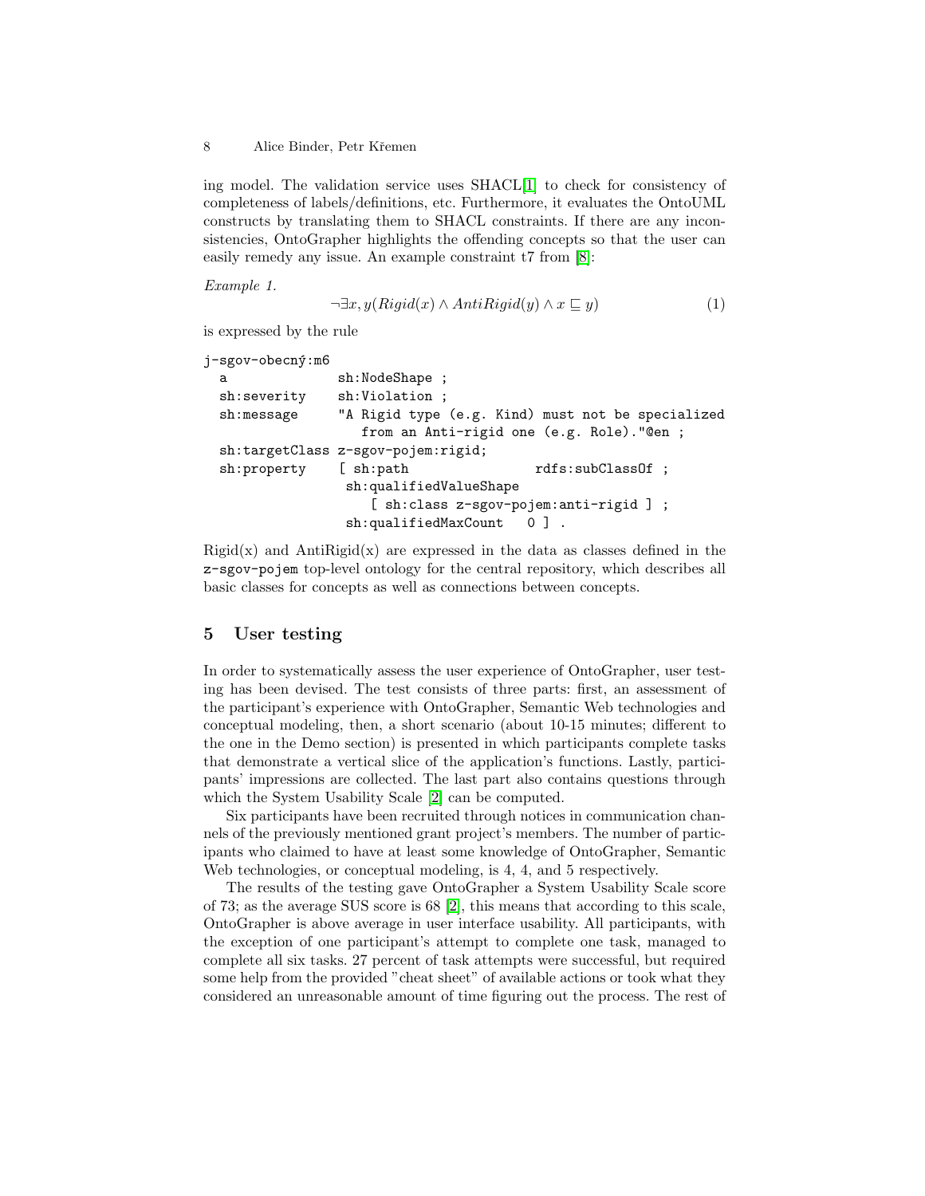ing model. The validation service uses SHACL[1] to check for consistency of completeness of labels/definitions, etc. Furthermore, it evaluates the OntoUML constructs by translating them to SHACL constraints. If there are any inconsistencies, OntoGrapher highlights the offending concepts so that the user can easily remedy any issue. An example constraint t7 from [8]:

*Example 1.*

$$\neg \exists x, y(Rigid(x) \wedge AntiRigid(y) \wedge x \sqsubseteq y) \tag{1}$$

is expressed by the rule

```
j-sgov-obecný:m6
  a             sh:NodeShape ;
  sh:severity   sh:Violation ;
  sh:message    "A Rigid type (e.g. Kind) must not be specialized
                   from an Anti-rigid one (e.g. Role)."@en ;
  sh:targetClass z-sgov-pojem:rigid;
  sh:property    [ sh:path              rdfs:subClassOf ;
                 sh:qualifiedValueShape
                     [ sh:class z-sgov-pojem:anti-rigid ] ;
                 sh:qualifiedMaxCount   0 ] .
```

Rigid(x) and AntiRigid(x) are expressed in the data as classes defined in the `z-sgov-pojem` top-level ontology for the central repository, which describes all basic classes for concepts as well as connections between concepts.

## 5 User testing

In order to systematically assess the user experience of OntoGrapher, user testing has been devised. The test consists of three parts: first, an assessment of the participant's experience with OntoGrapher, Semantic Web technologies and conceptual modeling, then, a short scenario (about 10-15 minutes; different to the one in the Demo section) is presented in which participants complete tasks that demonstrate a vertical slice of the application's functions. Lastly, participants' impressions are collected. The last part also contains questions through which the System Usability Scale [2] can be computed.

Six participants have been recruited through notices in communication channels of the previously mentioned grant project's members. The number of participants who claimed to have at least some knowledge of OntoGrapher, Semantic Web technologies, or conceptual modeling, is 4, 4, and 5 respectively.

The results of the testing gave OntoGrapher a System Usability Scale score of 73; as the average SUS score is 68 [2], this means that according to this scale, OntoGrapher is above average in user interface usability. All participants, with the exception of one participant's attempt to complete one task, managed to complete all six tasks. 27 percent of task attempts were successful, but required some help from the provided "cheat sheet" of available actions or took what they considered an unreasonable amount of time figuring out the process. The rest of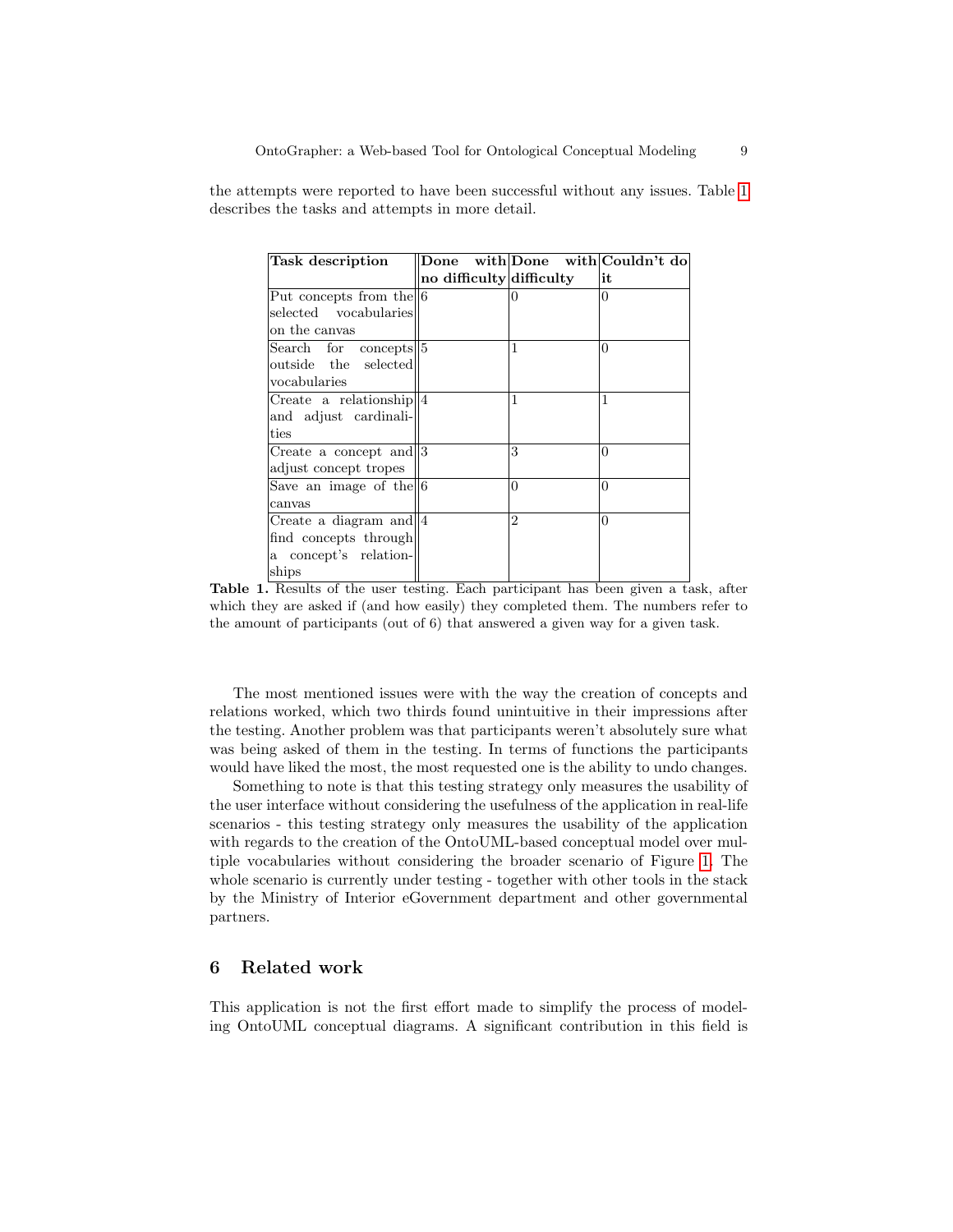the attempts were reported to have been successful without any issues. Table 1 describes the tasks and attempts in more detail.

| Task description | Done with no difficulty | Done with difficulty | Couldn't do it |
|---|---|---|---|
| Put concepts from the selected vocabularies on the canvas | 6 | 0 | 0 |
| Search for concepts outside the selected vocabularies | 5 | 1 | 0 |
| Create a relationship and adjust cardinalities | 4 | 1 | 1 |
| Create a concept and adjust concept tropes | 3 | 3 | 0 |
| Save an image of the canvas | 6 | 0 | 0 |
| Create a diagram and find concepts through a concept's relationships | 4 | 2 | 0 |

**Table 1.** Results of the user testing. Each participant has been given a task, after which they are asked if (and how easily) they completed them. The numbers refer to the amount of participants (out of 6) that answered a given way for a given task.

The most mentioned issues were with the way the creation of concepts and relations worked, which two thirds found unintuitive in their impressions after the testing. Another problem was that participants weren't absolutely sure what was being asked of them in the testing. In terms of functions the participants would have liked the most, the most requested one is the ability to undo changes.

Something to note is that this testing strategy only measures the usability of the user interface without considering the usefulness of the application in real-life scenarios - this testing strategy only measures the usability of the application with regards to the creation of the OntoUML-based conceptual model over multiple vocabularies without considering the broader scenario of Figure 1. The whole scenario is currently under testing - together with other tools in the stack by the Ministry of Interior eGovernment department and other governmental partners.

## 6 Related work

This application is not the first effort made to simplify the process of modeling OntoUML conceptual diagrams. A significant contribution in this field is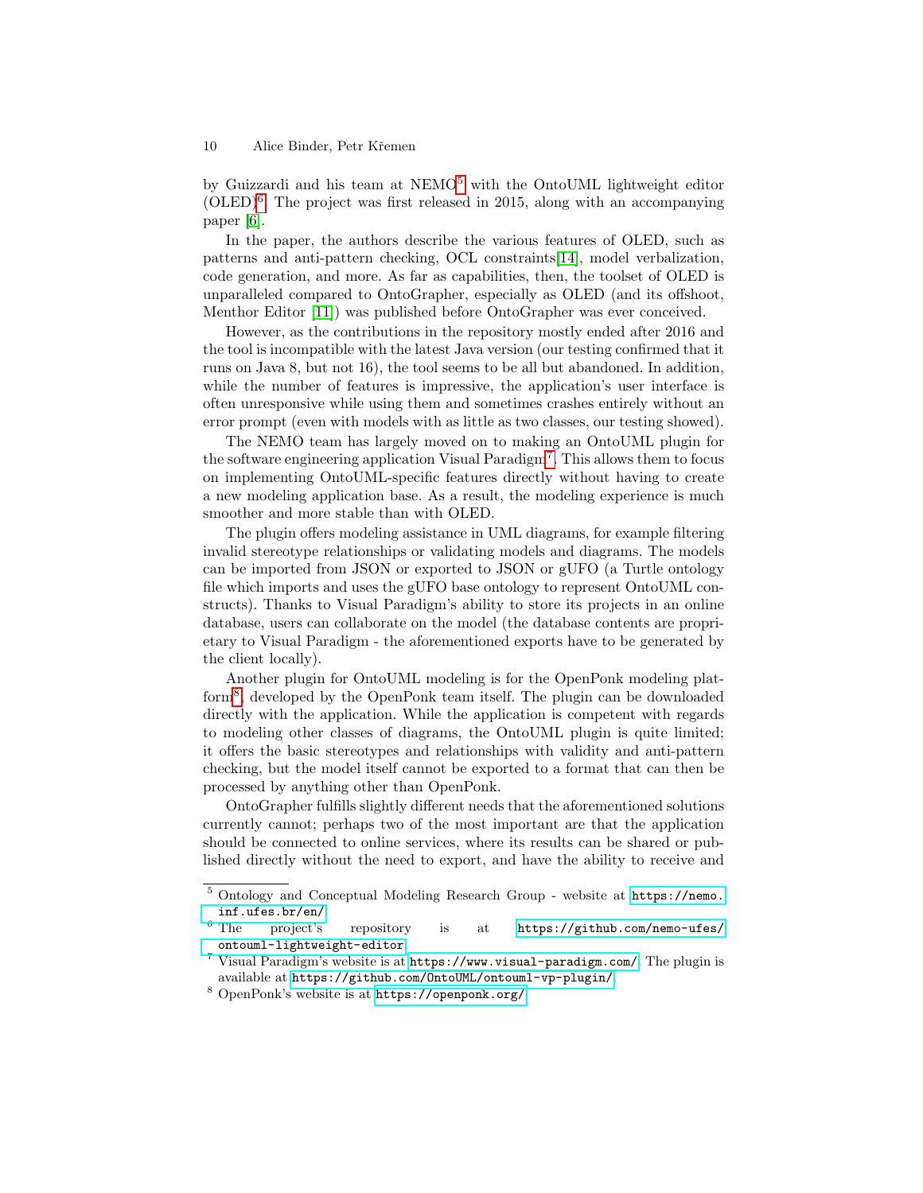by Guizzardi and his team at NEMO[5] with the OntoUML lightweight editor (OLED)[6]. The project was first released in 2015, along with an accompanying paper [6].

In the paper, the authors describe the various features of OLED, such as patterns and anti-pattern checking, OCL constraints[14], model verbalization, code generation, and more. As far as capabilities, then, the toolset of OLED is unparalleled compared to OntoGrapher, especially as OLED (and its offshoot, Menthor Editor [11]) was published before OntoGrapher was ever conceived.

However, as the contributions in the repository mostly ended after 2016 and the tool is incompatible with the latest Java version (our testing confirmed that it runs on Java 8, but not 16), the tool seems to be all but abandoned. In addition, while the number of features is impressive, the application's user interface is often unresponsive while using them and sometimes crashes entirely without an error prompt (even with models with as little as two classes, our testing showed).

The NEMO team has largely moved on to making an OntoUML plugin for the software engineering application Visual Paradigm[7]. This allows them to focus on implementing OntoUML-specific features directly without having to create a new modeling application base. As a result, the modeling experience is much smoother and more stable than with OLED.

The plugin offers modeling assistance in UML diagrams, for example filtering invalid stereotype relationships or validating models and diagrams. The models can be imported from JSON or exported to JSON or gUFO (a Turtle ontology file which imports and uses the gUFO base ontology to represent OntoUML constructs). Thanks to Visual Paradigm's ability to store its projects in an online database, users can collaborate on the model (the database contents are proprietary to Visual Paradigm - the aforementioned exports have to be generated by the client locally).

Another plugin for OntoUML modeling is for the OpenPonk modeling platform[8], developed by the OpenPonk team itself. The plugin can be downloaded directly with the application. While the application is competent with regards to modeling other classes of diagrams, the OntoUML plugin is quite limited; it offers the basic stereotypes and relationships with validity and anti-pattern checking, but the model itself cannot be exported to a format that can then be processed by anything other than OpenPonk.

OntoGrapher fulfills slightly different needs that the aforementioned solutions currently cannot; perhaps two of the most important are that the application should be connected to online services, where its results can be shared or published directly without the need to export, and have the ability to receive and

---

[5] Ontology and Conceptual Modeling Research Group - website at https://nemo.inf.ufes.br/en/

[6] The project's repository is at https://github.com/nemo-ufes/ontouml-lightweight-editor

[7] Visual Paradigm's website is at https://www.visual-paradigm.com/. The plugin is available at https://github.com/OntoUML/ontouml-vp-plugin/

[8] OpenPonk's website is at https://openponk.org/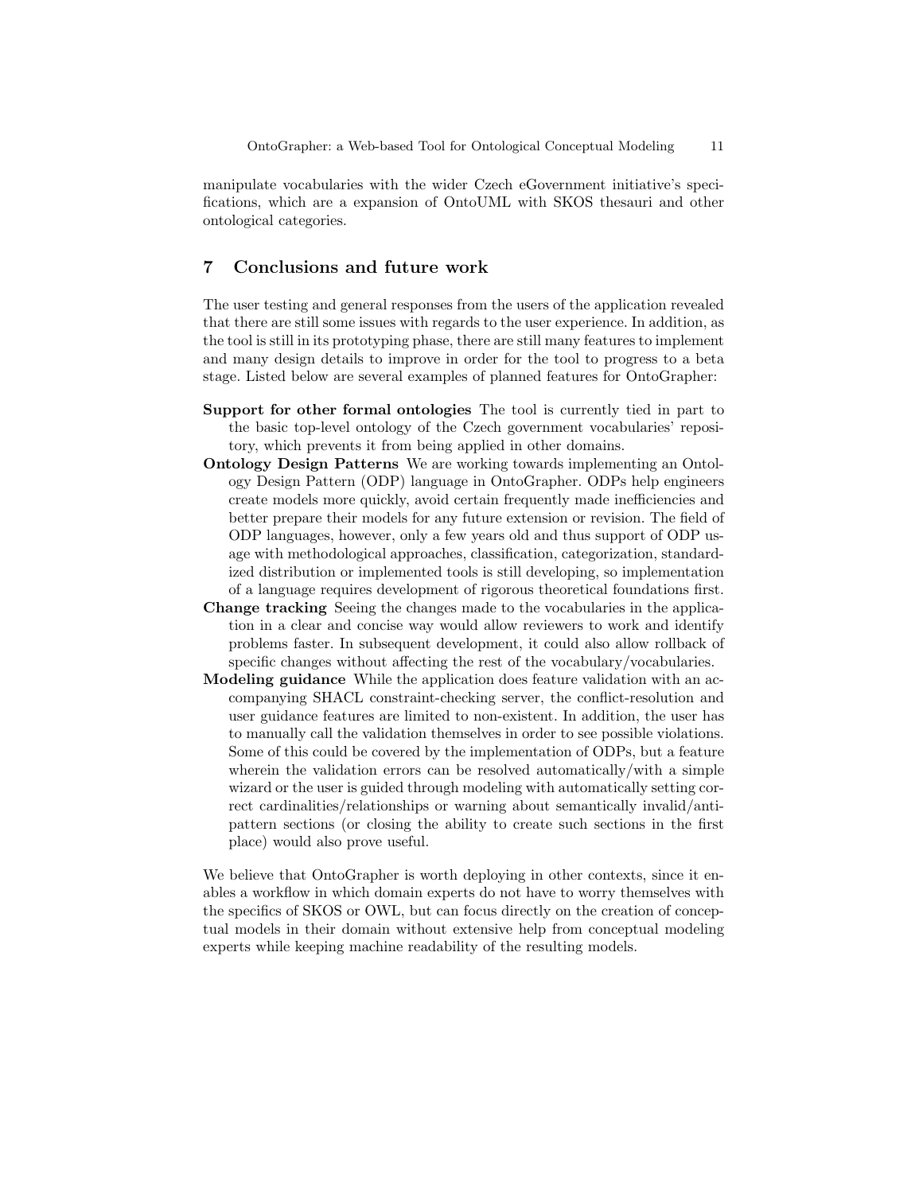manipulate vocabularies with the wider Czech eGovernment initiative's specifications, which are a expansion of OntoUML with SKOS thesauri and other ontological categories.

## 7 Conclusions and future work

The user testing and general responses from the users of the application revealed that there are still some issues with regards to the user experience. In addition, as the tool is still in its prototyping phase, there are still many features to implement and many design details to improve in order for the tool to progress to a beta stage. Listed below are several examples of planned features for OntoGrapher:

**Support for other formal ontologies** The tool is currently tied in part to the basic top-level ontology of the Czech government vocabularies' repository, which prevents it from being applied in other domains.

**Ontology Design Patterns** We are working towards implementing an Ontology Design Pattern (ODP) language in OntoGrapher. ODPs help engineers create models more quickly, avoid certain frequently made inefficiencies and better prepare their models for any future extension or revision. The field of ODP languages, however, only a few years old and thus support of ODP usage with methodological approaches, classification, categorization, standardized distribution or implemented tools is still developing, so implementation of a language requires development of rigorous theoretical foundations first.

**Change tracking** Seeing the changes made to the vocabularies in the application in a clear and concise way would allow reviewers to work and identify problems faster. In subsequent development, it could also allow rollback of specific changes without affecting the rest of the vocabulary/vocabularies.

**Modeling guidance** While the application does feature validation with an accompanying SHACL constraint-checking server, the conflict-resolution and user guidance features are limited to non-existent. In addition, the user has to manually call the validation themselves in order to see possible violations. Some of this could be covered by the implementation of ODPs, but a feature wherein the validation errors can be resolved automatically/with a simple wizard or the user is guided through modeling with automatically setting correct cardinalities/relationships or warning about semantically invalid/anti-pattern sections (or closing the ability to create such sections in the first place) would also prove useful.

We believe that OntoGrapher is worth deploying in other contexts, since it enables a workflow in which domain experts do not have to worry themselves with the specifics of SKOS or OWL, but can focus directly on the creation of conceptual models in their domain without extensive help from conceptual modeling experts while keeping machine readability of the resulting models.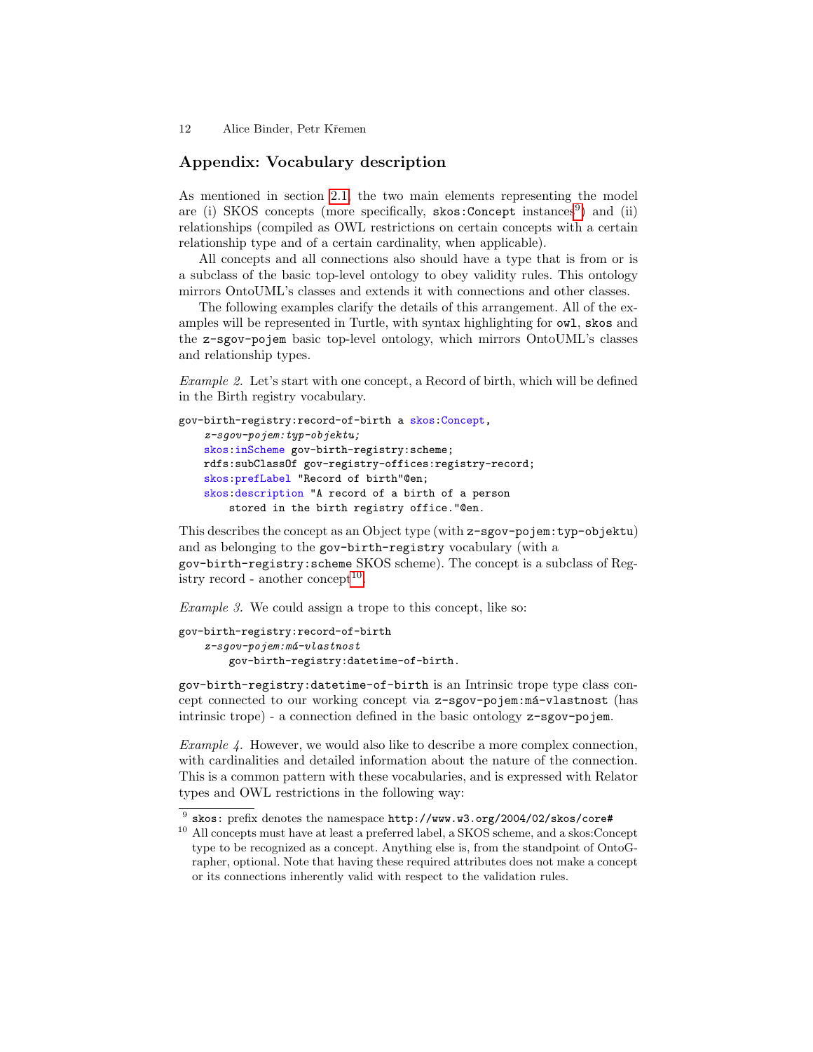## Appendix: Vocabulary description

As mentioned in section 2.1, the two main elements representing the model are (i) SKOS concepts (more specifically, `skos:Concept` instances[9]) and (ii) relationships (compiled as OWL restrictions on certain concepts with a certain relationship type and of a certain cardinality, when applicable).

All concepts and all connections also should have a type that is from or is a subclass of the basic top-level ontology to obey validity rules. This ontology mirrors OntoUML's classes and extends it with connections and other classes.

The following examples clarify the details of this arrangement. All of the examples will be represented in Turtle, with syntax highlighting for `owl`, `skos` and the `z-sgov-pojem` basic top-level ontology, which mirrors OntoUML's classes and relationship types.

*Example 2.* Let's start with one concept, a Record of birth, which will be defined in the Birth registry vocabulary.

```
gov-birth-registry:record-of-birth a skos:Concept,
    z-sgov-pojem:typ-objektu;
    skos:inScheme gov-birth-registry:scheme;
    rdfs:subClassOf gov-registry-offices:registry-record;
    skos:prefLabel "Record of birth"@en;
    skos:description "A record of a birth of a person
        stored in the birth registry office."@en.
```

This describes the concept as an Object type (with `z-sgov-pojem:typ-objektu`) and as belonging to the `gov-birth-registry` vocabulary (with a `gov-birth-registry:scheme` SKOS scheme). The concept is a subclass of Registry record - another concept[10].

*Example 3.* We could assign a trope to this concept, like so:

```
gov-birth-registry:record-of-birth
    z-sgov-pojem:má-vlastnost
        gov-birth-registry:datetime-of-birth.
```

`gov-birth-registry:datetime-of-birth` is an Intrinsic trope type class concept connected to our working concept via `z-sgov-pojem:má-vlastnost` (has intrinsic trope) - a connection defined in the basic ontology `z-sgov-pojem`.

*Example 4.* However, we would also like to describe a more complex connection, with cardinalities and detailed information about the nature of the connection. This is a common pattern with these vocabularies, and is expressed with Relator types and OWL restrictions in the following way:

---

[9] `skos:` prefix denotes the namespace `http://www.w3.org/2004/02/skos/core#`

[10] All concepts must have at least a preferred label, a SKOS scheme, and a skos:Concept type to be recognized as a concept. Anything else is, from the standpoint of OntoGrapher, optional. Note that having these required attributes does not make a concept or its connections inherently valid with respect to the validation rules.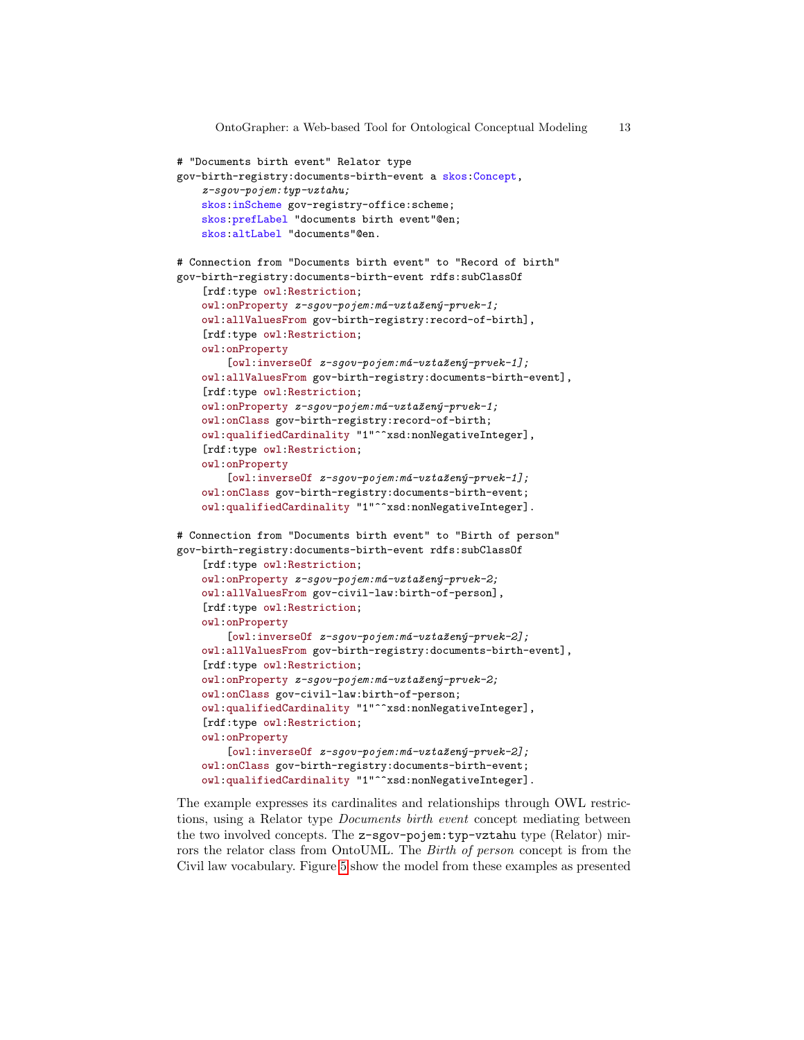```
# "Documents birth event" Relator type
gov-birth-registry:documents-birth-event a skos:Concept,
    z-sgov-pojem:typ-vztahu;
    skos:inScheme gov-registry-office:scheme;
    skos:prefLabel "documents birth event"@en;
    skos:altLabel "documents"@en.

# Connection from "Documents birth event" to "Record of birth"
gov-birth-registry:documents-birth-event rdfs:subClassOf
    [rdf:type owl:Restriction;
    owl:onProperty z-sgov-pojem:má-vztažený-prvek-1;
    owl:allValuesFrom gov-birth-registry:record-of-birth],
    [rdf:type owl:Restriction;
    owl:onProperty
        [owl:inverseOf z-sgov-pojem:má-vztažený-prvek-1];
    owl:allValuesFrom gov-birth-registry:documents-birth-event],
    [rdf:type owl:Restriction;
    owl:onProperty z-sgov-pojem:má-vztažený-prvek-1;
    owl:onClass gov-birth-registry:record-of-birth;
    owl:qualifiedCardinality "1"^^xsd:nonNegativeInteger],
    [rdf:type owl:Restriction;
    owl:onProperty
        [owl:inverseOf z-sgov-pojem:má-vztažený-prvek-1];
    owl:onClass gov-birth-registry:documents-birth-event;
    owl:qualifiedCardinality "1"^^xsd:nonNegativeInteger].

# Connection from "Documents birth event" to "Birth of person"
gov-birth-registry:documents-birth-event rdfs:subClassOf
    [rdf:type owl:Restriction;
    owl:onProperty z-sgov-pojem:má-vztažený-prvek-2;
    owl:allValuesFrom gov-civil-law:birth-of-person],
    [rdf:type owl:Restriction;
    owl:onProperty
        [owl:inverseOf z-sgov-pojem:má-vztažený-prvek-2];
    owl:allValuesFrom gov-birth-registry:documents-birth-event],
    [rdf:type owl:Restriction;
    owl:onProperty z-sgov-pojem:má-vztažený-prvek-2;
    owl:onClass gov-civil-law:birth-of-person;
    owl:qualifiedCardinality "1"^^xsd:nonNegativeInteger],
    [rdf:type owl:Restriction;
    owl:onProperty
        [owl:inverseOf z-sgov-pojem:má-vztažený-prvek-2];
    owl:onClass gov-birth-registry:documents-birth-event;
    owl:qualifiedCardinality "1"^^xsd:nonNegativeInteger].
```

The example expresses its cardinalites and relationships through OWL restrictions, using a Relator type *Documents birth event* concept mediating between the two involved concepts. The `z-sgov-pojem:typ-vztahu` type (Relator) mirrors the relator class from OntoUML. The *Birth of person* concept is from the Civil law vocabulary. Figure 5 show the model from these examples as presented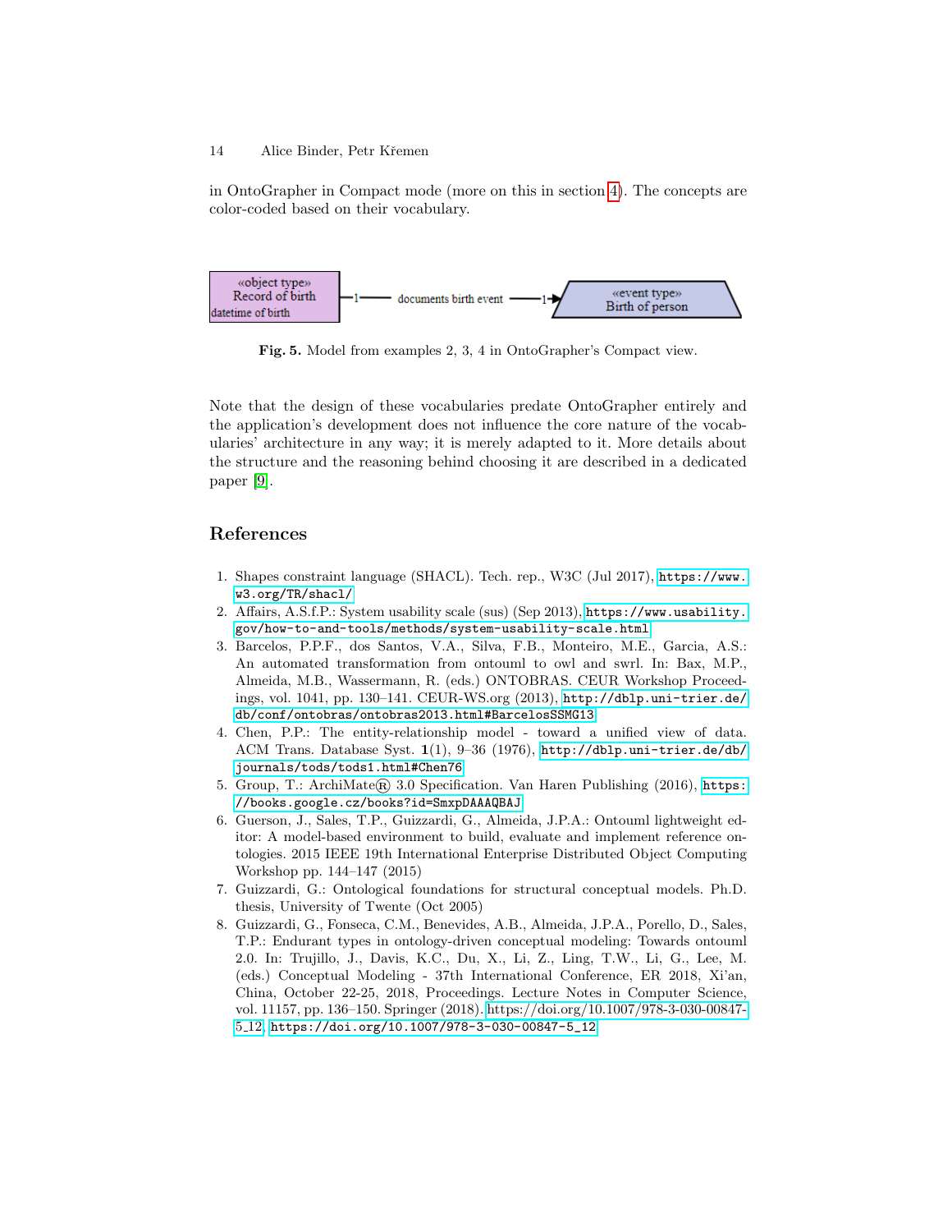in OntoGrapher in Compact mode (more on this in section 4). The concepts are color-coded based on their vocabulary.

Fig. 5. Model from examples 2, 3, 4 in OntoGrapher's Compact view.

Note that the design of these vocabularies predate OntoGrapher entirely and the application's development does not influence the core nature of the vocabularies' architecture in any way; it is merely adapted to it. More details about the structure and the reasoning behind choosing it are described in a dedicated paper [9].

## References

1. Shapes constraint language (SHACL). Tech. rep., W3C (Jul 2017), https://www.w3.org/TR/shacl/
2. Affairs, A.S.f.P.: System usability scale (sus) (Sep 2013), https://www.usability.gov/how-to-and-tools/methods/system-usability-scale.html
3. Barcelos, P.P.F., dos Santos, V.A., Silva, F.B., Monteiro, M.E., Garcia, A.S.: An automated transformation from ontouml to owl and swrl. In: Bax, M.P., Almeida, M.B., Wassermann, R. (eds.) ONTOBRAS. CEUR Workshop Proceedings, vol. 1041, pp. 130–141. CEUR-WS.org (2013), http://dblp.uni-trier.de/db/conf/ontobras/ontobras2013.html#BarcelosSSMG13
4. Chen, P.P.: The entity-relationship model - toward a unified view of data. ACM Trans. Database Syst. **1**(1), 9–36 (1976), http://dblp.uni-trier.de/db/journals/tods/tods1.html#Chen76
5. Group, T.: ArchiMate® 3.0 Specification. Van Haren Publishing (2016), https://books.google.cz/books?id=SmxpDAAAQBAJ
6. Guerson, J., Sales, T.P., Guizzardi, G., Almeida, J.P.A.: Ontouml lightweight editor: A model-based environment to build, evaluate and implement reference ontologies. 2015 IEEE 19th International Enterprise Distributed Object Computing Workshop pp. 144–147 (2015)
7. Guizzardi, G.: Ontological foundations for structural conceptual models. Ph.D. thesis, University of Twente (Oct 2005)
8. Guizzardi, G., Fonseca, C.M., Benevides, A.B., Almeida, J.P.A., Porello, D., Sales, T.P.: Endurant types in ontology-driven conceptual modeling: Towards ontouml 2.0. In: Trujillo, J., Davis, K.C., Du, X., Li, Z., Ling, T.W., Li, G., Lee, M. (eds.) Conceptual Modeling - 37th International Conference, ER 2018, Xi'an, China, October 22-25, 2018, Proceedings. Lecture Notes in Computer Science, vol. 11157, pp. 136–150. Springer (2018). https://doi.org/10.1007/978-3-030-00847-5_12, https://doi.org/10.1007/978-3-030-00847-5_12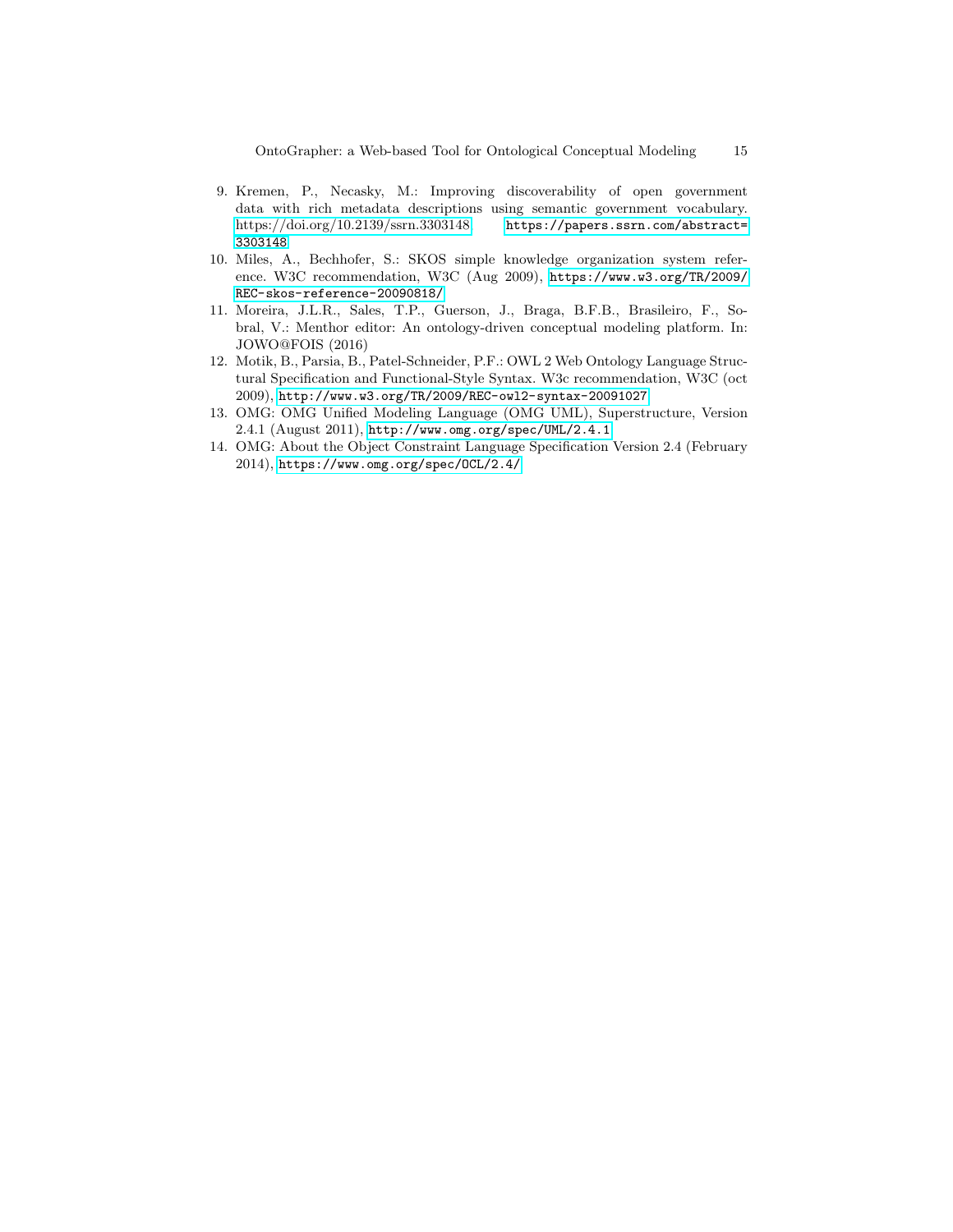9. Kremen, P., Necasky, M.: Improving discoverability of open government data with rich metadata descriptions using semantic government vocabulary. https://doi.org/10.2139/ssrn.3303148, https://papers.ssrn.com/abstract=3303148
10. Miles, A., Bechhofer, S.: SKOS simple knowledge organization system reference. W3C recommendation, W3C (Aug 2009), https://www.w3.org/TR/2009/REC-skos-reference-20090818/
11. Moreira, J.L.R., Sales, T.P., Guerson, J., Braga, B.F.B., Brasileiro, F., Sobral, V.: Menthor editor: An ontology-driven conceptual modeling platform. In: JOWO@FOIS (2016)
12. Motik, B., Parsia, B., Patel-Schneider, P.F.: OWL 2 Web Ontology Language Structural Specification and Functional-Style Syntax. W3c recommendation, W3C (oct 2009), http://www.w3.org/TR/2009/REC-owl2-syntax-20091027
13. OMG: OMG Unified Modeling Language (OMG UML), Superstructure, Version 2.4.1 (August 2011), http://www.omg.org/spec/UML/2.4.1
14. OMG: About the Object Constraint Language Specification Version 2.4 (February 2014), https://www.omg.org/spec/OCL/2.4/